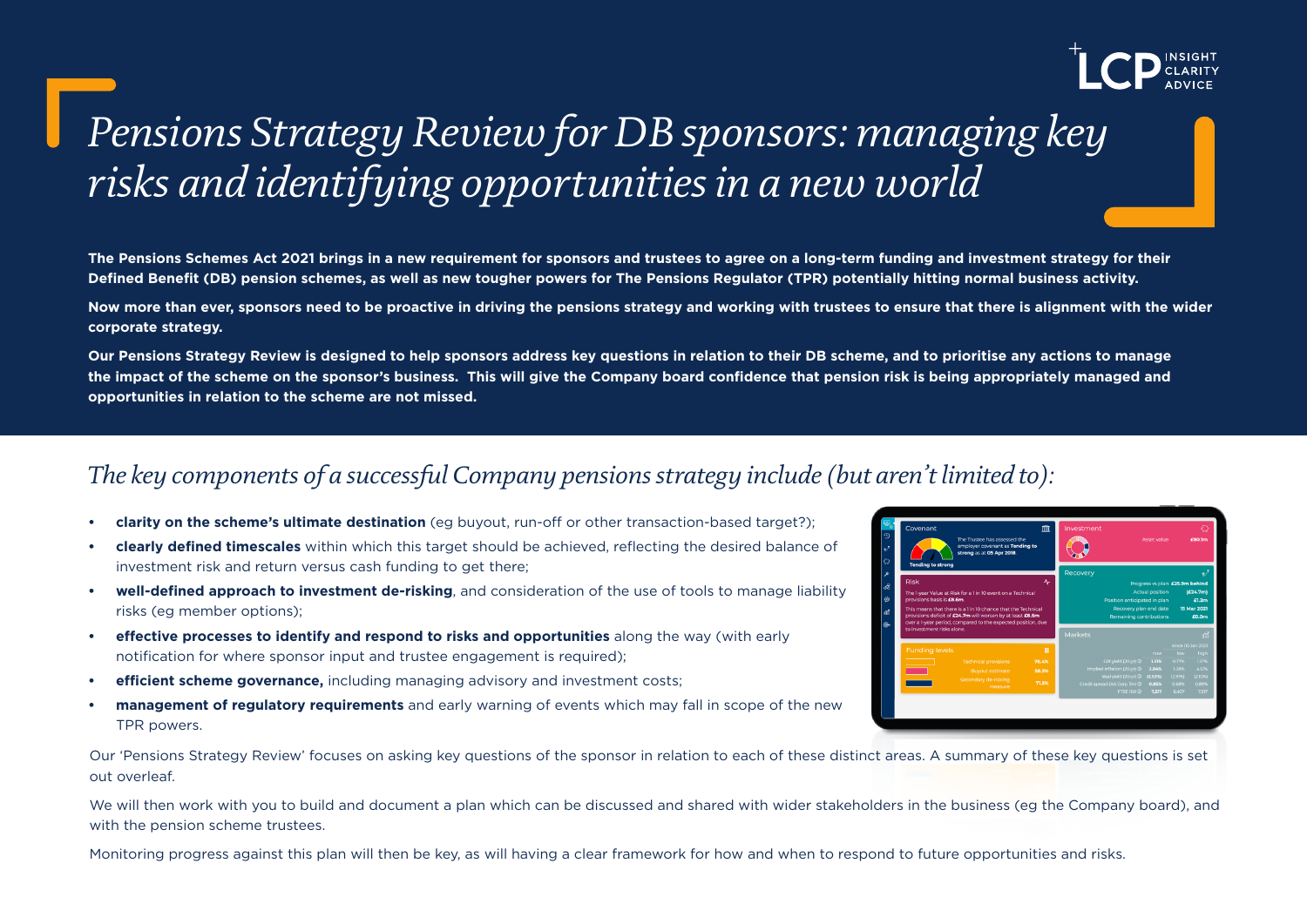# *Pensions Strategy Review for DB sponsors: managing key risks and identifying opportunities in a new world*

**The Pensions Schemes Act 2021 brings in a new requirement for sponsors and trustees to agree on a long-term funding and investment strategy for their Defined Benefit (DB) pension schemes, as well as new tougher powers for The Pensions Regulator (TPR) potentially hitting normal business activity.**

**Now more than ever, sponsors need to be proactive in driving the pensions strategy and working with trustees to ensure that there is alignment with the wider corporate strategy.**

**Our Pensions Strategy Review is designed to help sponsors address key questions in relation to their DB scheme, and to prioritise any actions to manage the impact of the scheme on the sponsor's business. This will give the Company board confidence that pension risk is being appropriately managed and opportunities in relation to the scheme are not missed.**

## *The key components of a successful Company pensions strategy include (but aren't limited to):*

- **clarity on the scheme's ultimate destination** (eg buyout, run-off or other transaction-based target?);
- **clearly defined timescales** within which this target should be achieved, reflecting the desired balance of investment risk and return versus cash funding to get there;
- **well-defined approach to investment de-risking**, and consideration of the use of tools to manage liability risks (eg member options);
- **effective processes to identify and respond to risks and opportunities** along the way (with early notification for where sponsor input and trustee engagement is required);
- **efficient scheme governance,** including managing advisory and investment costs;
- **management of regulatory requirements** and early warning of events which may fall in scope of the new TPR powers.

Our 'Pensions Strategy Review' focuses on asking key questions of the sponsor in relation to each of these distinct areas. A summary of these key questions is set out overleaf.

We will then work with you to build and document a plan which can be discussed and shared with wider stakeholders in the business (eg the Company board), and with the pension scheme trustees.

Monitoring progress against this plan will then be key, as will having a clear framework for how and when to respond to future opportunities and risks.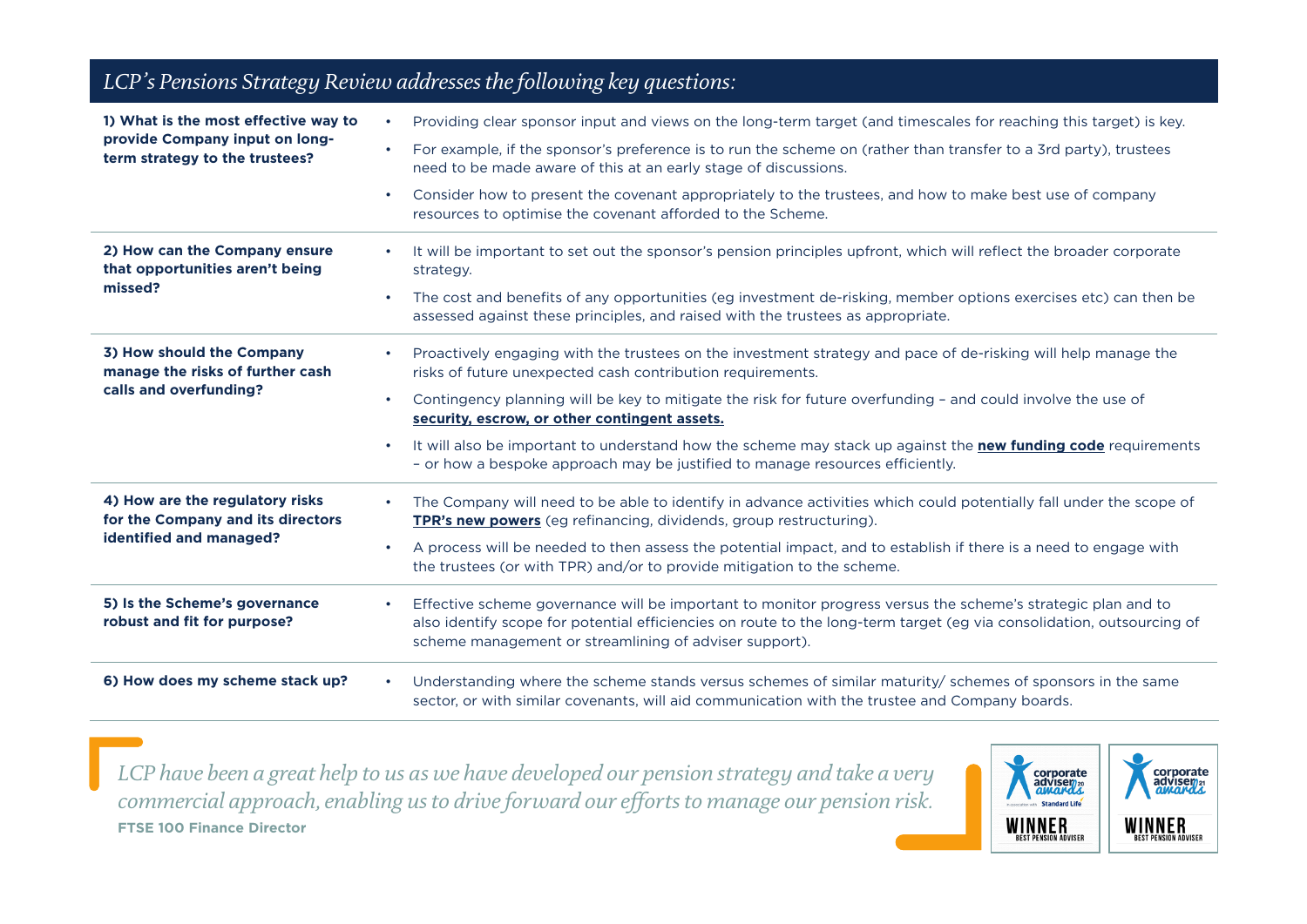## *LCP's Pensions Strategy Review addresses the following key questions:*

| Question | Key points |
|---|---|
| **1) What is the most effective way to provide Company input on long-term strategy to the trustees?** | • Providing clear sponsor input and views on the long-term target (and timescales for reaching this target) is key.<br>• For example, if the sponsor's preference is to run the scheme on (rather than transfer to a 3rd party), trustees need to be made aware of this at an early stage of discussions.<br>• Consider how to present the covenant appropriately to the trustees, and how to make best use of company resources to optimise the covenant afforded to the Scheme. |
| **2) How can the Company ensure that opportunities aren't being missed?** | • It will be important to set out the sponsor's pension principles upfront, which will reflect the broader corporate strategy.<br>• The cost and benefits of any opportunities (eg investment de-risking, member options exercises etc) can then be assessed against these principles, and raised with the trustees as appropriate. |
| **3) How should the Company manage the risks of further cash calls and overfunding?** | • Proactively engaging with the trustees on the investment strategy and pace of de-risking will help manage the risks of future unexpected cash contribution requirements.<br>• Contingency planning will be key to mitigate the risk for future overfunding – and could involve the use of **security, escrow, or other contingent assets.**<br>• It will also be important to understand how the scheme may stack up against the **new funding code** requirements – or how a bespoke approach may be justified to manage resources efficiently. |
| **4) How are the regulatory risks for the Company and its directors identified and managed?** | • The Company will need to be able to identify in advance activities which could potentially fall under the scope of **TPR's new powers** (eg refinancing, dividends, group restructuring).<br>• A process will be needed to then assess the potential impact, and to establish if there is a need to engage with the trustees (or with TPR) and/or to provide mitigation to the scheme. |
| **5) Is the Scheme's governance robust and fit for purpose?** | • Effective scheme governance will be important to monitor progress versus the scheme's strategic plan and to also identify scope for potential efficiencies on route to the long-term target (eg via consolidation, outsourcing of scheme management or streamlining of adviser support). |
| **6) How does my scheme stack up?** | • Understanding where the scheme stands versus schemes of similar maturity/ schemes of sponsors in the same sector, or with similar covenants, will aid communication with the trustee and Company boards. |

*LCP have been a great help to us as we have developed our pension strategy and take a very commercial approach, enabling us to drive forward our efforts to manage our pension risk.*

**FTSE 100 Finance Director**

corporate adviser awards 20 – in association with Standard Life – WINNER BEST PENSION ADVISER

corporate adviser awards 21 – WINNER BEST PENSION ADVISER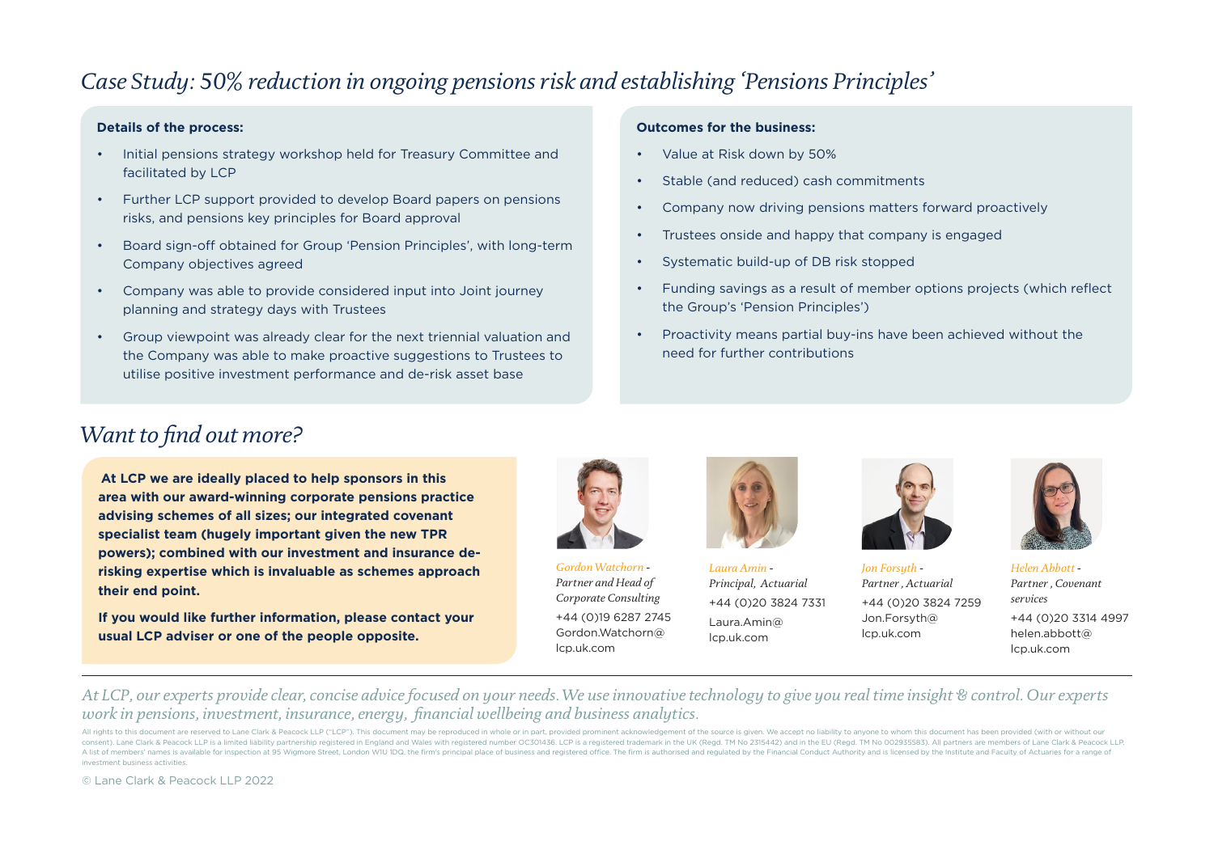# *Case Study: 50% reduction in ongoing pensions risk and establishing 'Pensions Principles'*

**Details of the process:**

- Initial pensions strategy workshop held for Treasury Committee and facilitated by LCP
- Further LCP support provided to develop Board papers on pensions risks, and pensions key principles for Board approval
- Board sign-off obtained for Group 'Pension Principles', with long-term Company objectives agreed
- Company was able to provide considered input into Joint journey planning and strategy days with Trustees
- Group viewpoint was already clear for the next triennial valuation and the Company was able to make proactive suggestions to Trustees to utilise positive investment performance and de-risk asset base

**Outcomes for the business:**

- Value at Risk down by 50%
- Stable (and reduced) cash commitments
- Company now driving pensions matters forward proactively
- Trustees onside and happy that company is engaged
- Systematic build-up of DB risk stopped
- Funding savings as a result of member options projects (which reflect the Group's 'Pension Principles')
- Proactivity means partial buy-ins have been achieved without the need for further contributions

## *Want to find out more?*

**At LCP we are ideally placed to help sponsors in this area with our award-winning corporate pensions practice advising schemes of all sizes; our integrated covenant specialist team (hugely important given the new TPR powers); combined with our investment and insurance de-risking expertise which is invaluable as schemes approach their end point.**

**If you would like further information, please contact your usual LCP adviser or one of the people opposite.**

*Gordon Watchorn* - *Partner and Head of Corporate Consulting*
+44 (0)19 6287 2745
Gordon.Watchorn@lcp.uk.com

*Laura Amin* - *Principal, Actuarial*
+44 (0)20 3824 7331
Laura.Amin@lcp.uk.com

*Jon Forsyth* - *Partner , Actuarial*
+44 (0)20 3824 7259
Jon.Forsyth@lcp.uk.com

*Helen Abbott* - *Partner , Covenant services*
+44 (0)20 3314 4997
helen.abbott@lcp.uk.com

*At LCP, our experts provide clear, concise advice focused on your needs. We use innovative technology to give you real time insight & control. Our experts work in pensions, investment, insurance, energy, financial wellbeing and business analytics.*

All rights to this document are reserved to Lane Clark & Peacock LLP ("LCP"). This document may be reproduced in whole or in part, provided prominent acknowledgement of the source is given. We accept no liability to anyone to whom this document has been provided (with or without our consent). Lane Clark & Peacock LLP is a limited liability partnership registered in England and Wales with registered number OC301436. LCP is a registered trademark in the UK (Regd. TM No 2315442) and in the EU (Regd. TM No 002935583). All partners are members of Lane Clark & Peacock LLP. A list of members' names is available for inspection at 95 Wigmore Street, London W1U 1DQ, the firm's principal place of business and registered office. The firm is authorised and regulated by the Financial Conduct Authority and is licensed by the Institute and Faculty of Actuaries for a range of investment business activities.

© Lane Clark & Peacock LLP 2022